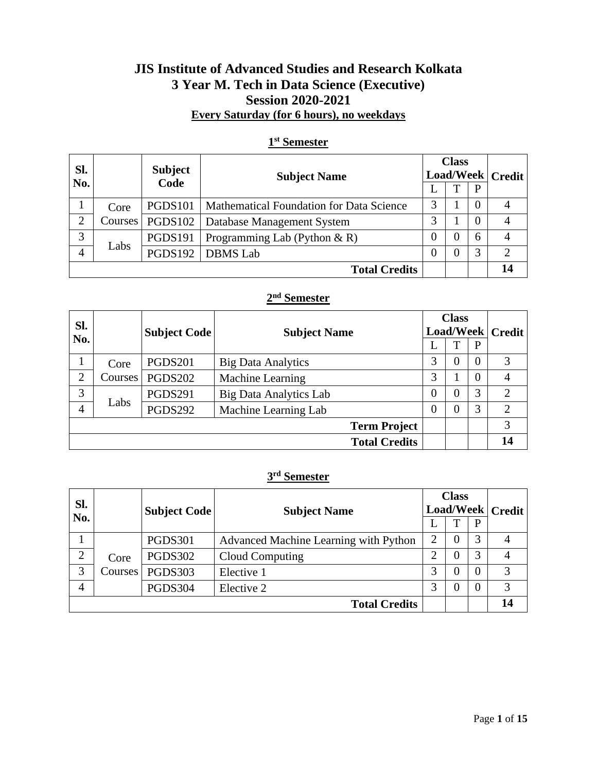# JIS Institute of Advanced Studies and Research Kolkata
# 3 Year M. Tech in Data Science (Executive)
# Session 2020-2021

**Every Saturday (for 6 hours), no weekdays**

## 1st Semester

| Sl. No. | | Subject Code | Subject Name | Class Load/Week | | | Credit |
|---|---|---|---|---|---|---|---|
| | | | | L | T | P | |
| 1 | Core Courses | PGDS101 | Mathematical Foundation for Data Science | 3 | 1 | 0 | 4 |
| 2 | | PGDS102 | Database Management System | 3 | 1 | 0 | 4 |
| 3 | Labs | PGDS191 | Programming Lab (Python & R) | 0 | 0 | 6 | 4 |
| 4 | | PGDS192 | DBMS Lab | 0 | 0 | 3 | 2 |
| | | | **Total Credits** | | | | **14** |

## 2nd Semester

| Sl. No. | | Subject Code | Subject Name | Class Load/Week | | | Credit |
|---|---|---|---|---|---|---|---|
| | | | | L | T | P | |
| 1 | Core Courses | PGDS201 | Big Data Analytics | 3 | 0 | 0 | 3 |
| 2 | | PGDS202 | Machine Learning | 3 | 1 | 0 | 4 |
| 3 | Labs | PGDS291 | Big Data Analytics Lab | 0 | 0 | 3 | 2 |
| 4 | | PGDS292 | Machine Learning Lab | 0 | 0 | 3 | 2 |
| | | | **Term Project** | | | | 3 |
| | | | **Total Credits** | | | | **14** |

## 3rd Semester

| Sl. No. | | Subject Code | Subject Name | Class Load/Week | | | Credit |
|---|---|---|---|---|---|---|---|
| | | | | L | T | P | |
| 1 | Core Courses | PGDS301 | Advanced Machine Learning with Python | 2 | 0 | 3 | 4 |
| 2 | | PGDS302 | Cloud Computing | 2 | 0 | 3 | 4 |
| 3 | | PGDS303 | Elective 1 | 3 | 0 | 0 | 3 |
| 4 | | PGDS304 | Elective 2 | 3 | 0 | 0 | 3 |
| | | | **Total Credits** | | | | **14** |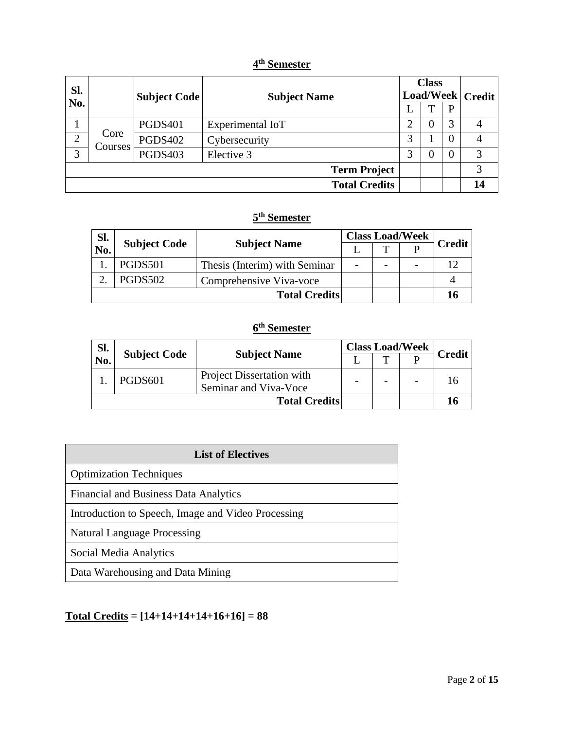## 4th Semester

| Sl. No. | | Subject Code | Subject Name | Class Load/Week | | | Credit |
|---|---|---|---|---|---|---|---|
| | | | | L | T | P | |
| 1 | Core Courses | PGDS401 | Experimental IoT | 2 | 0 | 3 | 4 |
| 2 | | PGDS402 | Cybersecurity | 3 | 1 | 0 | 4 |
| 3 | | PGDS403 | Elective 3 | 3 | 0 | 0 | 3 |
| | | | **Term Project** | | | | 3 |
| | | | **Total Credits** | | | | **14** |

## 5th Semester

| Sl. No. | Subject Code | Subject Name | Class Load/Week | | | Credit |
|---|---|---|---|---|---|---|
| | | | L | T | P | |
| 1. | PGDS501 | Thesis (Interim) with Seminar | - | - | - | 12 |
| 2. | PGDS502 | Comprehensive Viva-voce | | | | 4 |
| | | **Total Credits** | | | | **16** |

## 6th Semester

| Sl. No. | Subject Code | Subject Name | Class Load/Week | | | Credit |
|---|---|---|---|---|---|---|
| | | | L | T | P | |
| 1. | PGDS601 | Project Dissertation with Seminar and Viva-Voce | - | - | - | 16 |
| | | **Total Credits** | | | | **16** |

| List of Electives |
|---|
| Optimization Techniques |
| Financial and Business Data Analytics |
| Introduction to Speech, Image and Video Processing |
| Natural Language Processing |
| Social Media Analytics |
| Data Warehousing and Data Mining |

**Total Credits = [14+14+14+14+16+16] = 88**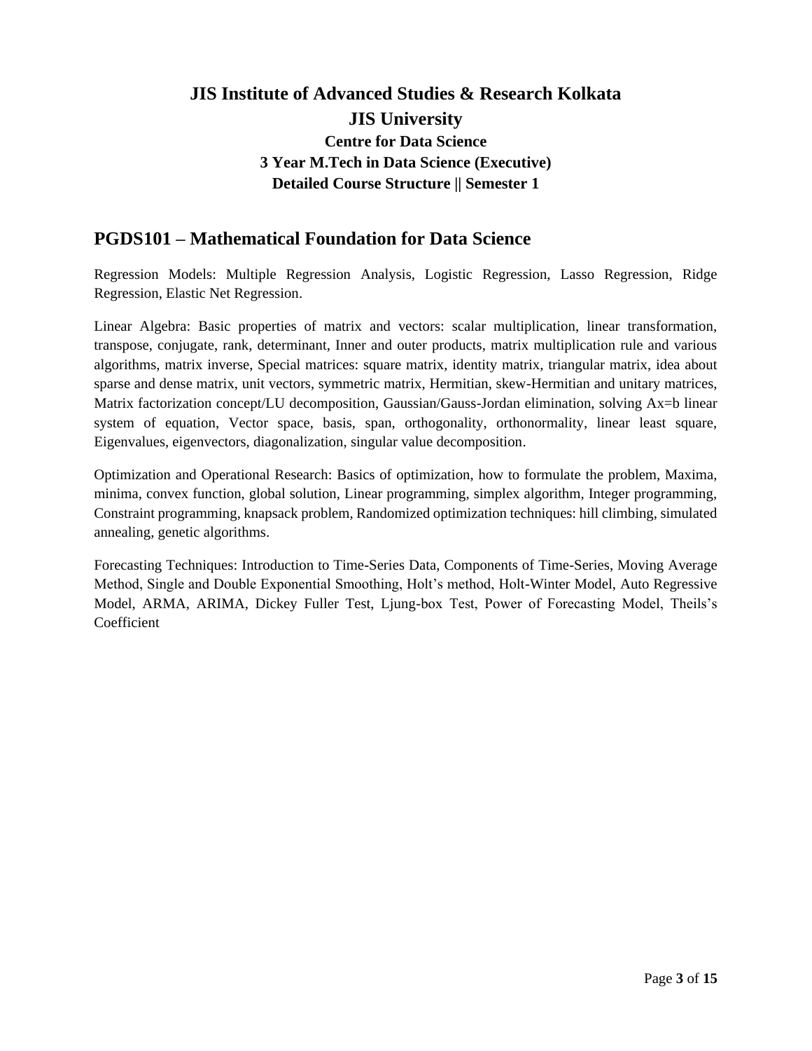# JIS Institute of Advanced Studies & Research Kolkata

## JIS University

### Centre for Data Science

### 3 Year M.Tech in Data Science (Executive)

### Detailed Course Structure || Semester 1

## PGDS101 – Mathematical Foundation for Data Science

Regression Models: Multiple Regression Analysis, Logistic Regression, Lasso Regression, Ridge Regression, Elastic Net Regression.

Linear Algebra: Basic properties of matrix and vectors: scalar multiplication, linear transformation, transpose, conjugate, rank, determinant, Inner and outer products, matrix multiplication rule and various algorithms, matrix inverse, Special matrices: square matrix, identity matrix, triangular matrix, idea about sparse and dense matrix, unit vectors, symmetric matrix, Hermitian, skew-Hermitian and unitary matrices, Matrix factorization concept/LU decomposition, Gaussian/Gauss-Jordan elimination, solving Ax=b linear system of equation, Vector space, basis, span, orthogonality, orthonormality, linear least square, Eigenvalues, eigenvectors, diagonalization, singular value decomposition.

Optimization and Operational Research: Basics of optimization, how to formulate the problem, Maxima, minima, convex function, global solution, Linear programming, simplex algorithm, Integer programming, Constraint programming, knapsack problem, Randomized optimization techniques: hill climbing, simulated annealing, genetic algorithms.

Forecasting Techniques: Introduction to Time-Series Data, Components of Time-Series, Moving Average Method, Single and Double Exponential Smoothing, Holt's method, Holt-Winter Model, Auto Regressive Model, ARMA, ARIMA, Dickey Fuller Test, Ljung-box Test, Power of Forecasting Model, Theils's Coefficient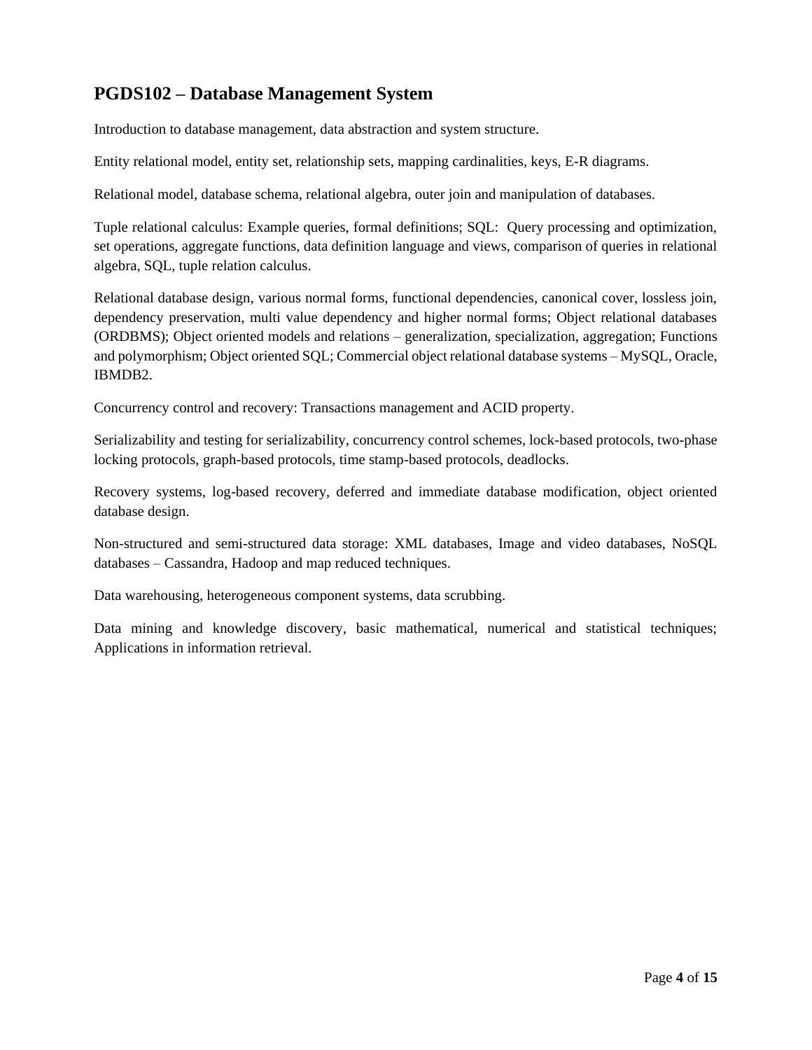## PGDS102 – Database Management System

Introduction to database management, data abstraction and system structure.

Entity relational model, entity set, relationship sets, mapping cardinalities, keys, E-R diagrams.

Relational model, database schema, relational algebra, outer join and manipulation of databases.

Tuple relational calculus: Example queries, formal definitions; SQL: Query processing and optimization, set operations, aggregate functions, data definition language and views, comparison of queries in relational algebra, SQL, tuple relation calculus.

Relational database design, various normal forms, functional dependencies, canonical cover, lossless join, dependency preservation, multi value dependency and higher normal forms; Object relational databases (ORDBMS); Object oriented models and relations – generalization, specialization, aggregation; Functions and polymorphism; Object oriented SQL; Commercial object relational database systems – MySQL, Oracle, IBMDB2.

Concurrency control and recovery: Transactions management and ACID property.

Serializability and testing for serializability, concurrency control schemes, lock-based protocols, two-phase locking protocols, graph-based protocols, time stamp-based protocols, deadlocks.

Recovery systems, log-based recovery, deferred and immediate database modification, object oriented database design.

Non-structured and semi-structured data storage: XML databases, Image and video databases, NoSQL databases – Cassandra, Hadoop and map reduced techniques.

Data warehousing, heterogeneous component systems, data scrubbing.

Data mining and knowledge discovery, basic mathematical, numerical and statistical techniques; Applications in information retrieval.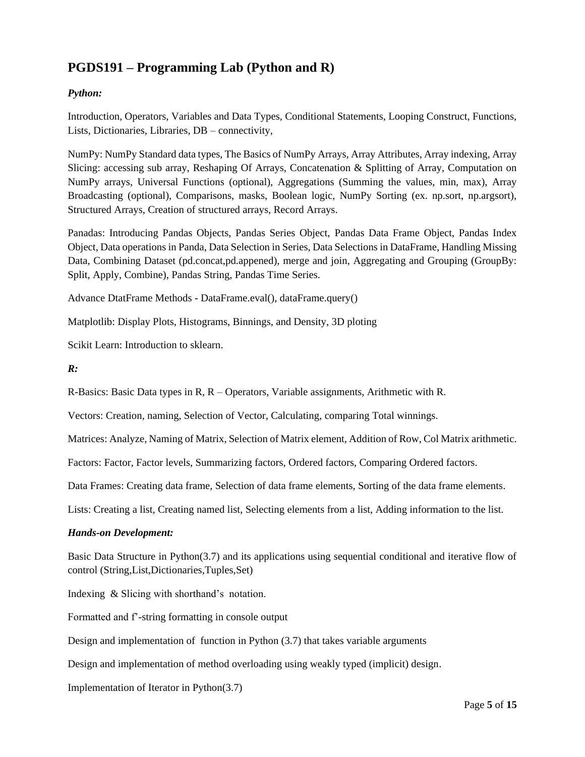## PGDS191 – Programming Lab (Python and R)

***Python:***

Introduction, Operators, Variables and Data Types, Conditional Statements, Looping Construct, Functions, Lists, Dictionaries, Libraries, DB – connectivity,

NumPy: NumPy Standard data types, The Basics of NumPy Arrays, Array Attributes, Array indexing, Array Slicing: accessing sub array, Reshaping Of Arrays, Concatenation & Splitting of Array, Computation on NumPy arrays, Universal Functions (optional), Aggregations (Summing the values, min, max), Array Broadcasting (optional), Comparisons, masks, Boolean logic, NumPy Sorting (ex. np.sort, np.argsort), Structured Arrays, Creation of structured arrays, Record Arrays.

Panadas: Introducing Pandas Objects, Pandas Series Object, Pandas Data Frame Object, Pandas Index Object, Data operations in Panda, Data Selection in Series, Data Selections in DataFrame, Handling Missing Data, Combining Dataset (pd.concat,pd.appened), merge and join, Aggregating and Grouping (GroupBy: Split, Apply, Combine), Pandas String, Pandas Time Series.

Advance DtatFrame Methods - DataFrame.eval(), dataFrame.query()

Matplotlib: Display Plots, Histograms, Binnings, and Density, 3D ploting

Scikit Learn: Introduction to sklearn.

***R:***

R-Basics: Basic Data types in R, R – Operators, Variable assignments, Arithmetic with R.

Vectors: Creation, naming, Selection of Vector, Calculating, comparing Total winnings.

Matrices: Analyze, Naming of Matrix, Selection of Matrix element, Addition of Row, Col Matrix arithmetic.

Factors: Factor, Factor levels, Summarizing factors, Ordered factors, Comparing Ordered factors.

Data Frames: Creating data frame, Selection of data frame elements, Sorting of the data frame elements.

Lists: Creating a list, Creating named list, Selecting elements from a list, Adding information to the list.

***Hands-on Development:***

Basic Data Structure in Python(3.7) and its applications using sequential conditional and iterative flow of control (String,List,Dictionaries,Tuples,Set)

Indexing & Slicing with shorthand's notation.

Formatted and f'-string formatting in console output

Design and implementation of function in Python (3.7) that takes variable arguments

Design and implementation of method overloading using weakly typed (implicit) design.

Implementation of Iterator in Python(3.7)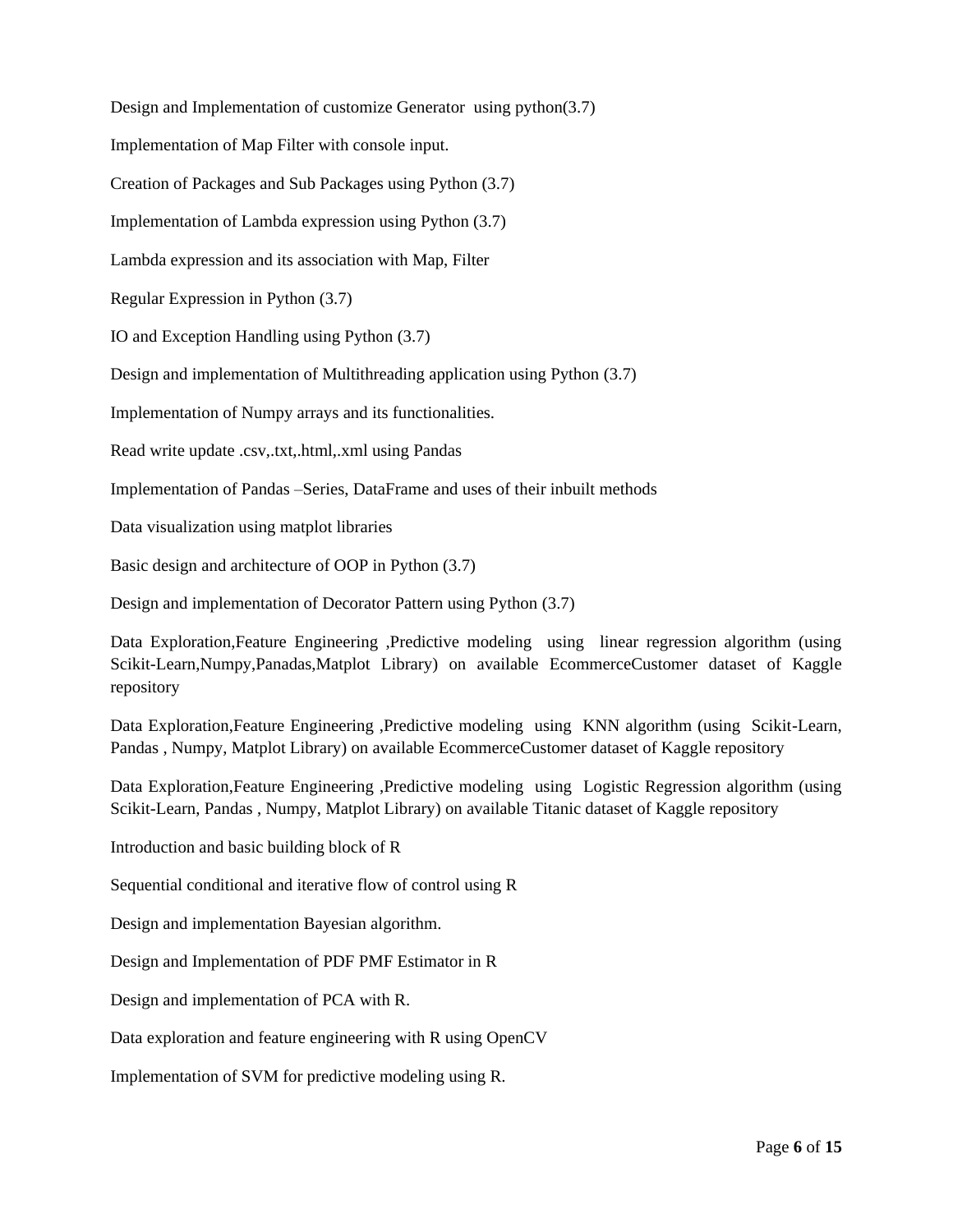Design and Implementation of customize Generator using python(3.7)

Implementation of Map Filter with console input.

Creation of Packages and Sub Packages using Python (3.7)

Implementation of Lambda expression using Python (3.7)

Lambda expression and its association with Map, Filter

Regular Expression in Python (3.7)

IO and Exception Handling using Python (3.7)

Design and implementation of Multithreading application using Python (3.7)

Implementation of Numpy arrays and its functionalities.

Read write update .csv,.txt,.html,.xml using Pandas

Implementation of Pandas –Series, DataFrame and uses of their inbuilt methods

Data visualization using matplot libraries

Basic design and architecture of OOP in Python (3.7)

Design and implementation of Decorator Pattern using Python (3.7)

Data Exploration,Feature Engineering ,Predictive modeling using linear regression algorithm (using Scikit-Learn,Numpy,Panadas,Matplot Library) on available EcommerceCustomer dataset of Kaggle repository

Data Exploration,Feature Engineering ,Predictive modeling using KNN algorithm (using Scikit-Learn, Pandas , Numpy, Matplot Library) on available EcommerceCustomer dataset of Kaggle repository

Data Exploration,Feature Engineering ,Predictive modeling using Logistic Regression algorithm (using Scikit-Learn, Pandas , Numpy, Matplot Library) on available Titanic dataset of Kaggle repository

Introduction and basic building block of R

Sequential conditional and iterative flow of control using R

Design and implementation Bayesian algorithm.

Design and Implementation of PDF PMF Estimator in R

Design and implementation of PCA with R.

Data exploration and feature engineering with R using OpenCV

Implementation of SVM for predictive modeling using R.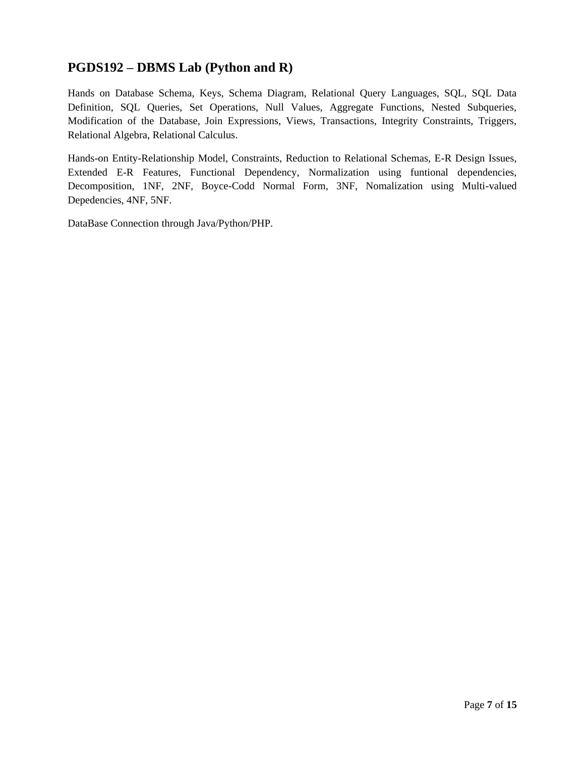## PGDS192 – DBMS Lab (Python and R)

Hands on Database Schema, Keys, Schema Diagram, Relational Query Languages, SQL, SQL Data Definition, SQL Queries, Set Operations, Null Values, Aggregate Functions, Nested Subqueries, Modification of the Database, Join Expressions, Views, Transactions, Integrity Constraints, Triggers, Relational Algebra, Relational Calculus.

Hands-on Entity-Relationship Model, Constraints, Reduction to Relational Schemas, E-R Design Issues, Extended E-R Features, Functional Dependency, Normalization using funtional dependencies, Decomposition, 1NF, 2NF, Boyce-Codd Normal Form, 3NF, Nomalization using Multi-valued Depedencies, 4NF, 5NF.

DataBase Connection through Java/Python/PHP.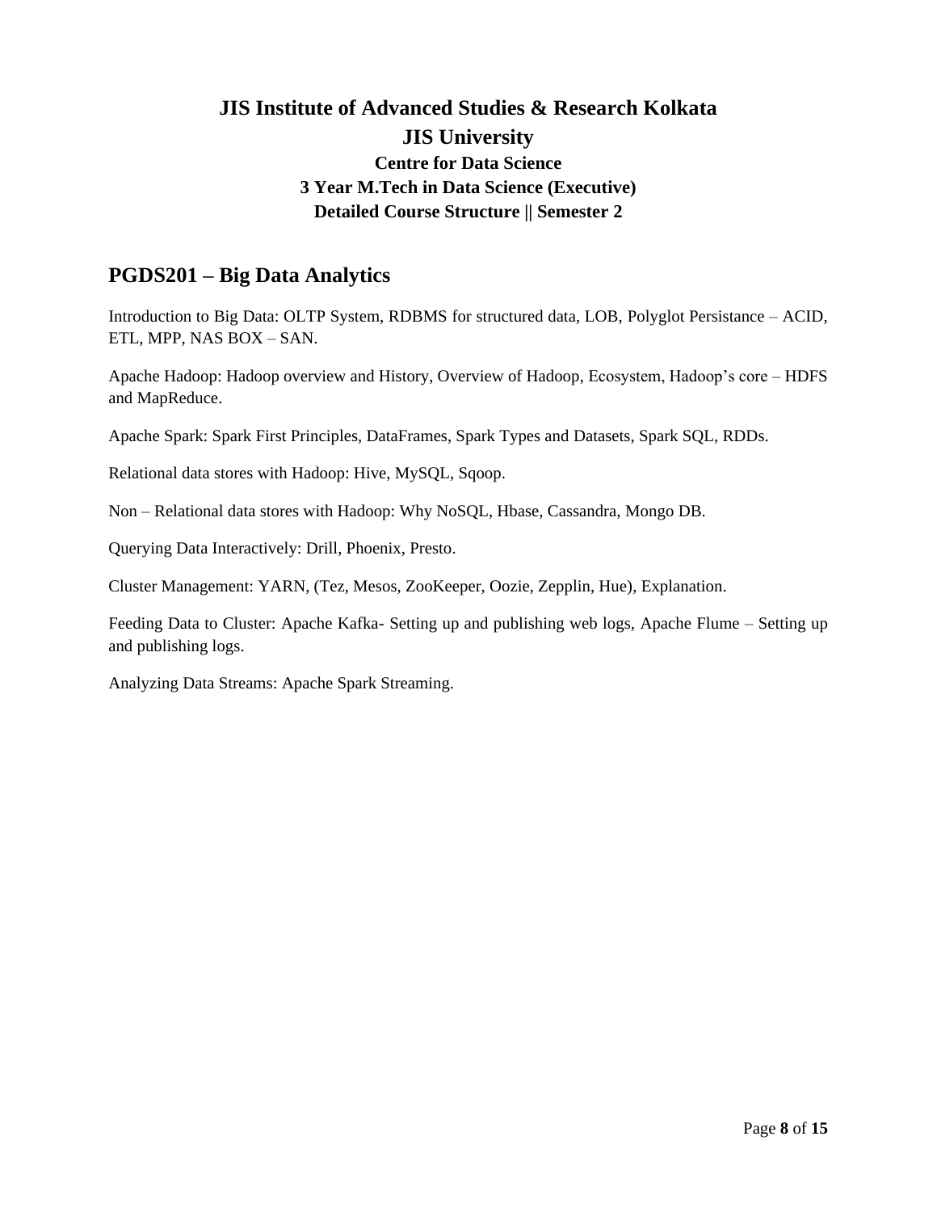# JIS Institute of Advanced Studies & Research Kolkata

## JIS University

### Centre for Data Science

### 3 Year M.Tech in Data Science (Executive)

### Detailed Course Structure || Semester 2

## PGDS201 – Big Data Analytics

Introduction to Big Data: OLTP System, RDBMS for structured data, LOB, Polyglot Persistance – ACID, ETL, MPP, NAS BOX – SAN.

Apache Hadoop: Hadoop overview and History, Overview of Hadoop, Ecosystem, Hadoop's core – HDFS and MapReduce.

Apache Spark: Spark First Principles, DataFrames, Spark Types and Datasets, Spark SQL, RDDs.

Relational data stores with Hadoop: Hive, MySQL, Sqoop.

Non – Relational data stores with Hadoop: Why NoSQL, Hbase, Cassandra, Mongo DB.

Querying Data Interactively: Drill, Phoenix, Presto.

Cluster Management: YARN, (Tez, Mesos, ZooKeeper, Oozie, Zepplin, Hue), Explanation.

Feeding Data to Cluster: Apache Kafka- Setting up and publishing web logs, Apache Flume – Setting up and publishing logs.

Analyzing Data Streams: Apache Spark Streaming.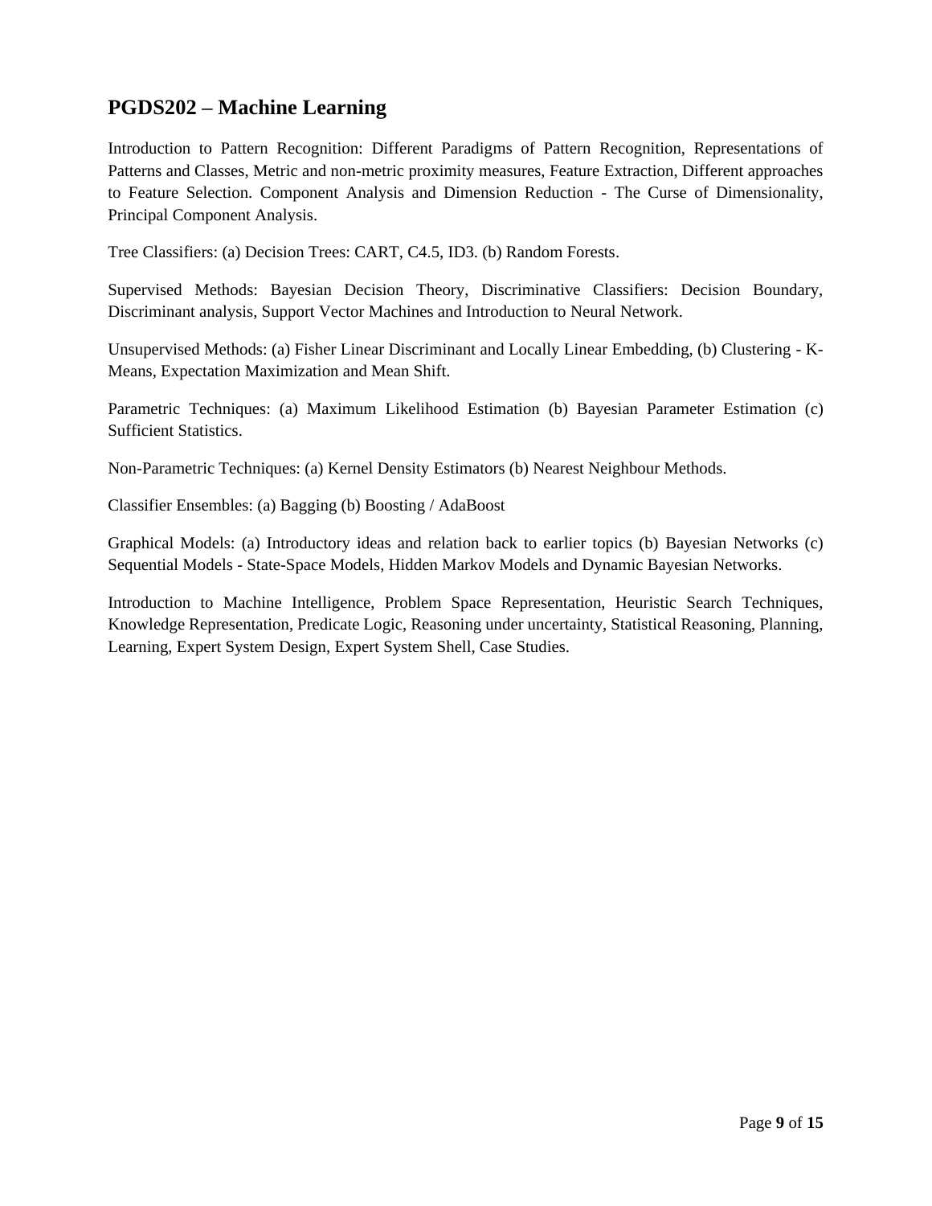## PGDS202 – Machine Learning

Introduction to Pattern Recognition: Different Paradigms of Pattern Recognition, Representations of Patterns and Classes, Metric and non-metric proximity measures, Feature Extraction, Different approaches to Feature Selection. Component Analysis and Dimension Reduction - The Curse of Dimensionality, Principal Component Analysis.

Tree Classifiers: (a) Decision Trees: CART, C4.5, ID3. (b) Random Forests.

Supervised Methods: Bayesian Decision Theory, Discriminative Classifiers: Decision Boundary, Discriminant analysis, Support Vector Machines and Introduction to Neural Network.

Unsupervised Methods: (a) Fisher Linear Discriminant and Locally Linear Embedding, (b) Clustering - K-Means, Expectation Maximization and Mean Shift.

Parametric Techniques: (a) Maximum Likelihood Estimation (b) Bayesian Parameter Estimation (c) Sufficient Statistics.

Non-Parametric Techniques: (a) Kernel Density Estimators (b) Nearest Neighbour Methods.

Classifier Ensembles: (a) Bagging (b) Boosting / AdaBoost

Graphical Models: (a) Introductory ideas and relation back to earlier topics (b) Bayesian Networks (c) Sequential Models - State-Space Models, Hidden Markov Models and Dynamic Bayesian Networks.

Introduction to Machine Intelligence, Problem Space Representation, Heuristic Search Techniques, Knowledge Representation, Predicate Logic, Reasoning under uncertainty, Statistical Reasoning, Planning, Learning, Expert System Design, Expert System Shell, Case Studies.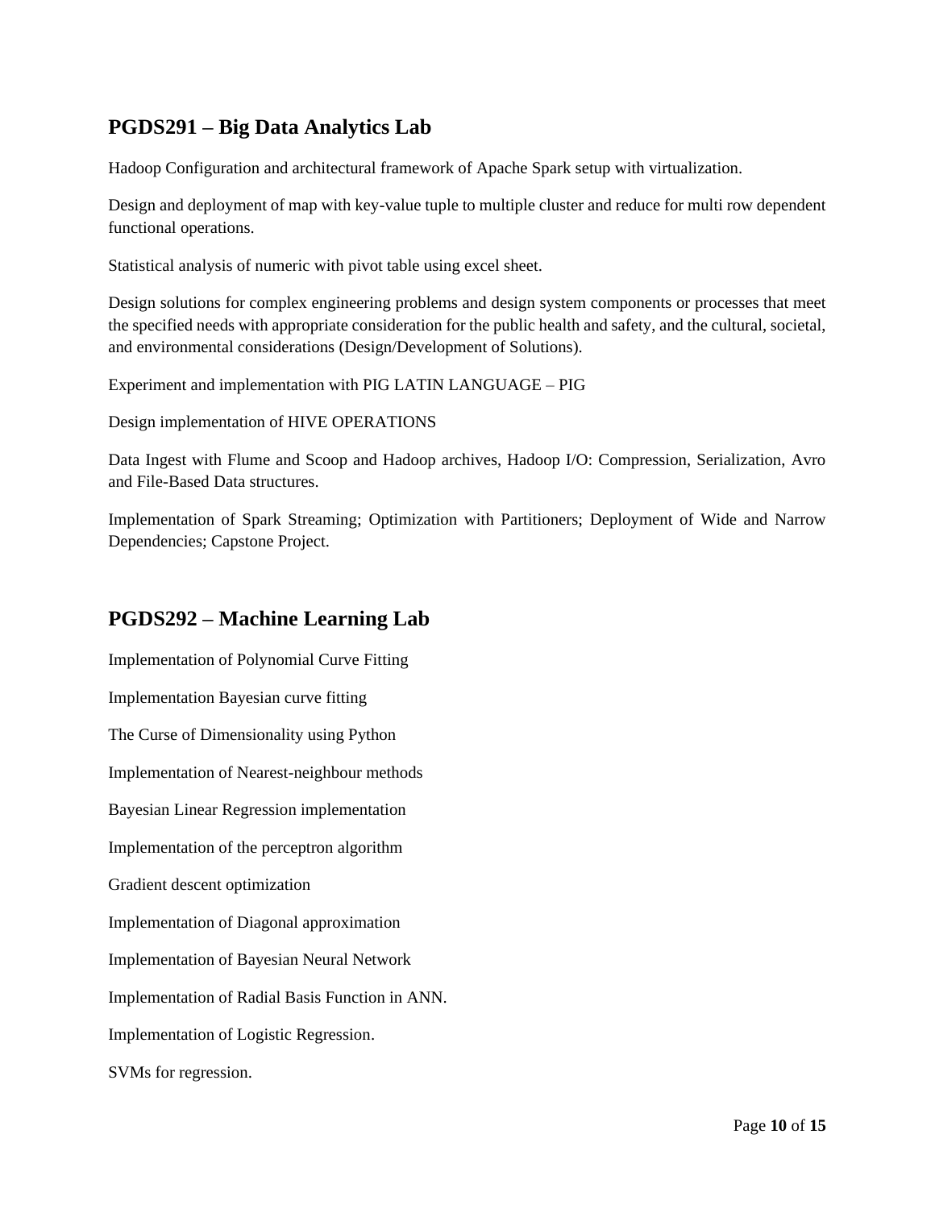## PGDS291 – Big Data Analytics Lab

Hadoop Configuration and architectural framework of Apache Spark setup with virtualization.

Design and deployment of map with key-value tuple to multiple cluster and reduce for multi row dependent functional operations.

Statistical analysis of numeric with pivot table using excel sheet.

Design solutions for complex engineering problems and design system components or processes that meet the specified needs with appropriate consideration for the public health and safety, and the cultural, societal, and environmental considerations (Design/Development of Solutions).

Experiment and implementation with PIG LATIN LANGUAGE – PIG

Design implementation of HIVE OPERATIONS

Data Ingest with Flume and Scoop and Hadoop archives, Hadoop I/O: Compression, Serialization, Avro and File-Based Data structures.

Implementation of Spark Streaming; Optimization with Partitioners; Deployment of Wide and Narrow Dependencies; Capstone Project.

## PGDS292 – Machine Learning Lab

Implementation of Polynomial Curve Fitting

Implementation Bayesian curve fitting

The Curse of Dimensionality using Python

Implementation of Nearest-neighbour methods

Bayesian Linear Regression implementation

Implementation of the perceptron algorithm

Gradient descent optimization

Implementation of Diagonal approximation

Implementation of Bayesian Neural Network

Implementation of Radial Basis Function in ANN.

Implementation of Logistic Regression.

SVMs for regression.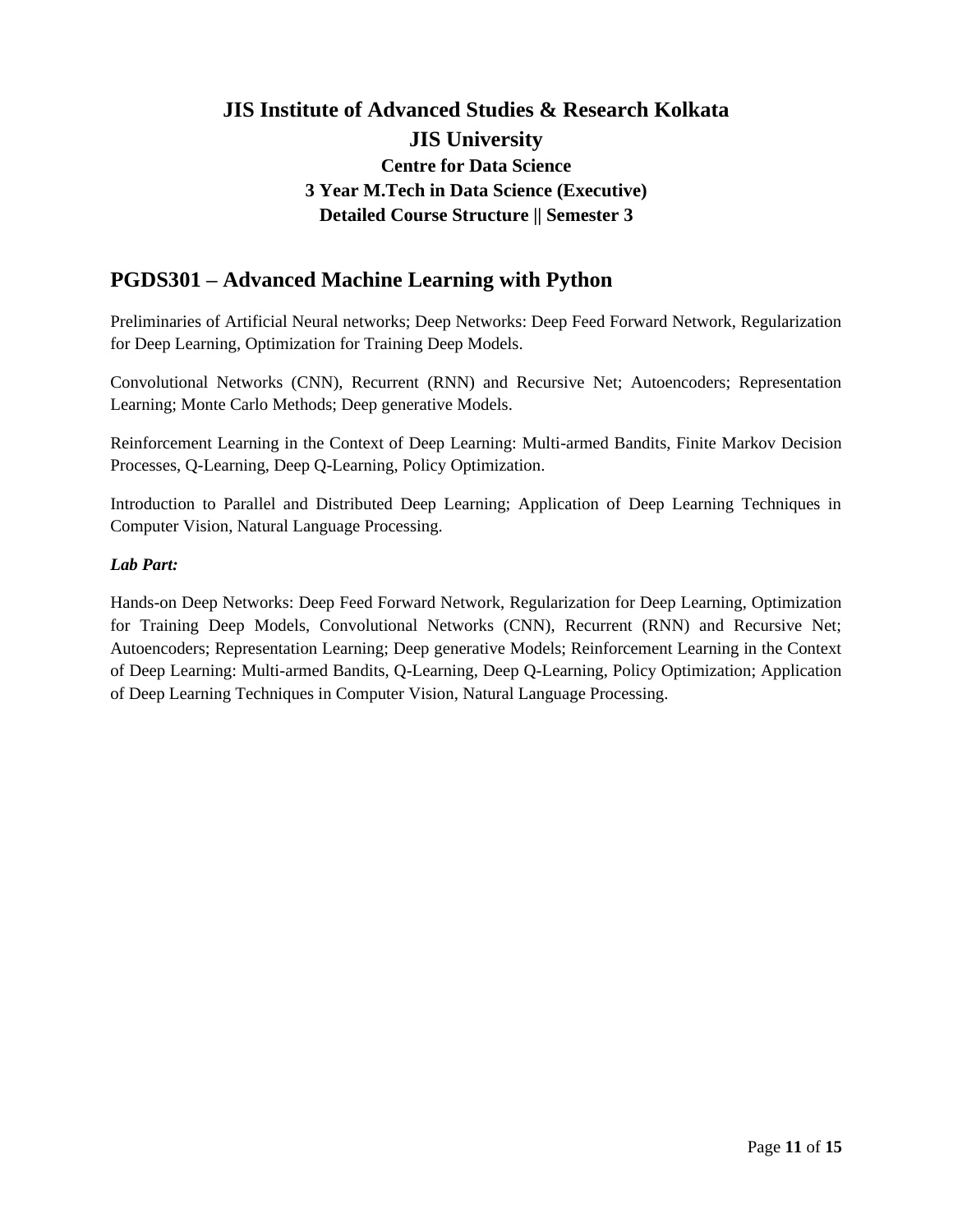# JIS Institute of Advanced Studies & Research Kolkata

# JIS University

### Centre for Data Science

### 3 Year M.Tech in Data Science (Executive)

### Detailed Course Structure || Semester 3

## PGDS301 – Advanced Machine Learning with Python

Preliminaries of Artificial Neural networks; Deep Networks: Deep Feed Forward Network, Regularization for Deep Learning, Optimization for Training Deep Models.

Convolutional Networks (CNN), Recurrent (RNN) and Recursive Net; Autoencoders; Representation Learning; Monte Carlo Methods; Deep generative Models.

Reinforcement Learning in the Context of Deep Learning: Multi-armed Bandits, Finite Markov Decision Processes, Q-Learning, Deep Q-Learning, Policy Optimization.

Introduction to Parallel and Distributed Deep Learning; Application of Deep Learning Techniques in Computer Vision, Natural Language Processing.

***Lab Part:***

Hands-on Deep Networks: Deep Feed Forward Network, Regularization for Deep Learning, Optimization for Training Deep Models, Convolutional Networks (CNN), Recurrent (RNN) and Recursive Net; Autoencoders; Representation Learning; Deep generative Models; Reinforcement Learning in the Context of Deep Learning: Multi-armed Bandits, Q-Learning, Deep Q-Learning, Policy Optimization; Application of Deep Learning Techniques in Computer Vision, Natural Language Processing.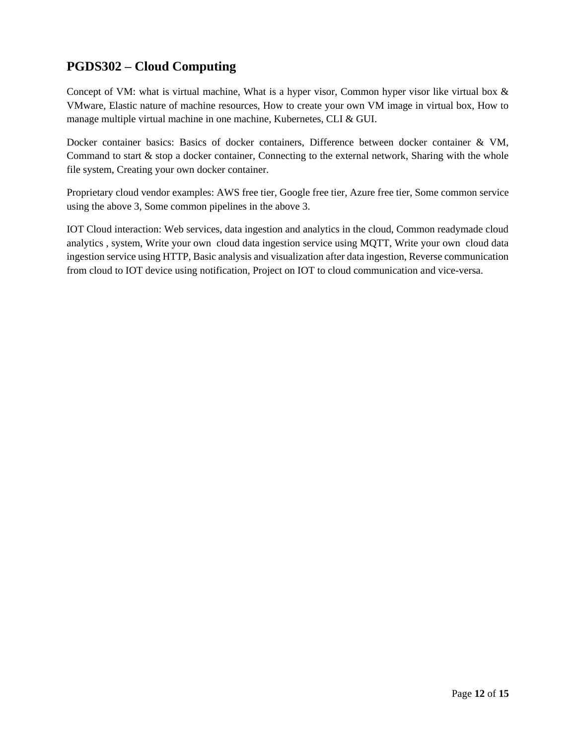## PGDS302 – Cloud Computing

Concept of VM: what is virtual machine, What is a hyper visor, Common hyper visor like virtual box & VMware, Elastic nature of machine resources, How to create your own VM image in virtual box, How to manage multiple virtual machine in one machine, Kubernetes, CLI & GUI.

Docker container basics: Basics of docker containers, Difference between docker container & VM, Command to start & stop a docker container, Connecting to the external network, Sharing with the whole file system, Creating your own docker container.

Proprietary cloud vendor examples: AWS free tier, Google free tier, Azure free tier, Some common service using the above 3, Some common pipelines in the above 3.

IOT Cloud interaction: Web services, data ingestion and analytics in the cloud, Common readymade cloud analytics , system, Write your own cloud data ingestion service using MQTT, Write your own cloud data ingestion service using HTTP, Basic analysis and visualization after data ingestion, Reverse communication from cloud to IOT device using notification, Project on IOT to cloud communication and vice-versa.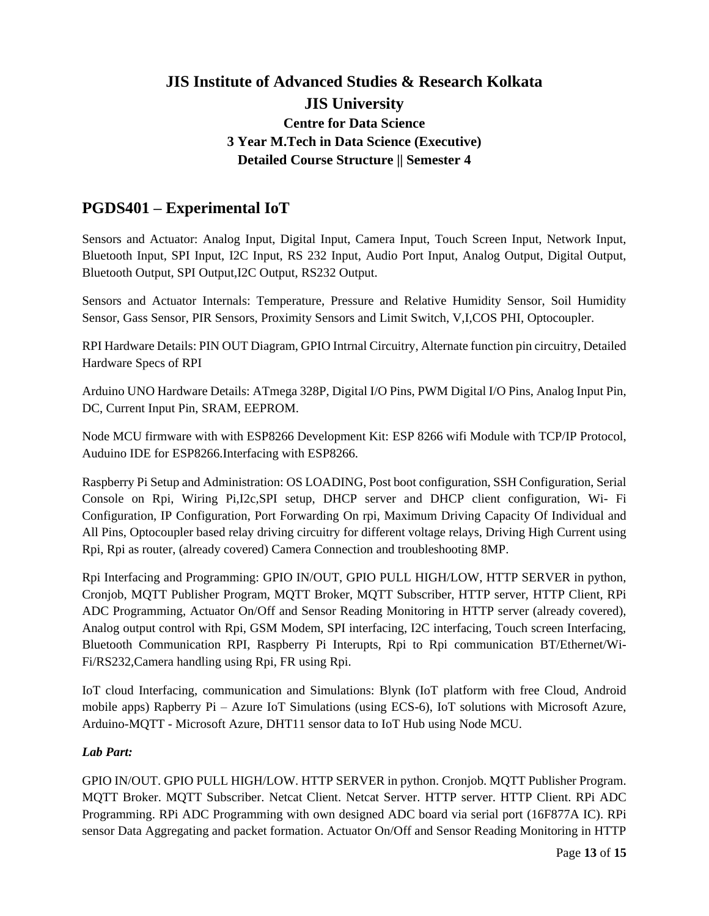**JIS Institute of Advanced Studies & Research Kolkata**

**JIS University**

**Centre for Data Science**

**3 Year M.Tech in Data Science (Executive)**

**Detailed Course Structure || Semester 4**

## PGDS401 – Experimental IoT

Sensors and Actuator: Analog Input, Digital Input, Camera Input, Touch Screen Input, Network Input, Bluetooth Input, SPI Input, I2C Input, RS 232 Input, Audio Port Input, Analog Output, Digital Output, Bluetooth Output, SPI Output,I2C Output, RS232 Output.

Sensors and Actuator Internals: Temperature, Pressure and Relative Humidity Sensor, Soil Humidity Sensor, Gass Sensor, PIR Sensors, Proximity Sensors and Limit Switch, V,I,COS PHI, Optocoupler.

RPI Hardware Details: PIN OUT Diagram, GPIO Intrnal Circuitry, Alternate function pin circuitry, Detailed Hardware Specs of RPI

Arduino UNO Hardware Details: ATmega 328P, Digital I/O Pins, PWM Digital I/O Pins, Analog Input Pin, DC, Current Input Pin, SRAM, EEPROM.

Node MCU firmware with with ESP8266 Development Kit: ESP 8266 wifi Module with TCP/IP Protocol, Auduino IDE for ESP8266.Interfacing with ESP8266.

Raspberry Pi Setup and Administration: OS LOADING, Post boot configuration, SSH Configuration, Serial Console on Rpi, Wiring Pi,I2c,SPI setup, DHCP server and DHCP client configuration, Wi- Fi Configuration, IP Configuration, Port Forwarding On rpi, Maximum Driving Capacity Of Individual and All Pins, Optocoupler based relay driving circuitry for different voltage relays, Driving High Current using Rpi, Rpi as router, (already covered) Camera Connection and troubleshooting 8MP.

Rpi Interfacing and Programming: GPIO IN/OUT, GPIO PULL HIGH/LOW, HTTP SERVER in python, Cronjob, MQTT Publisher Program, MQTT Broker, MQTT Subscriber, HTTP server, HTTP Client, RPi ADC Programming, Actuator On/Off and Sensor Reading Monitoring in HTTP server (already covered), Analog output control with Rpi, GSM Modem, SPI interfacing, I2C interfacing, Touch screen Interfacing, Bluetooth Communication RPI, Raspberry Pi Interupts, Rpi to Rpi communication BT/Ethernet/Wi-Fi/RS232,Camera handling using Rpi, FR using Rpi.

IoT cloud Interfacing, communication and Simulations: Blynk (IoT platform with free Cloud, Android mobile apps) Rapberry Pi – Azure IoT Simulations (using ECS-6), IoT solutions with Microsoft Azure, Arduino-MQTT - Microsoft Azure, DHT11 sensor data to IoT Hub using Node MCU.

***Lab Part:***

GPIO IN/OUT. GPIO PULL HIGH/LOW. HTTP SERVER in python. Cronjob. MQTT Publisher Program. MQTT Broker. MQTT Subscriber. Netcat Client. Netcat Server. HTTP server. HTTP Client. RPi ADC Programming. RPi ADC Programming with own designed ADC board via serial port (16F877A IC). RPi sensor Data Aggregating and packet formation. Actuator On/Off and Sensor Reading Monitoring in HTTP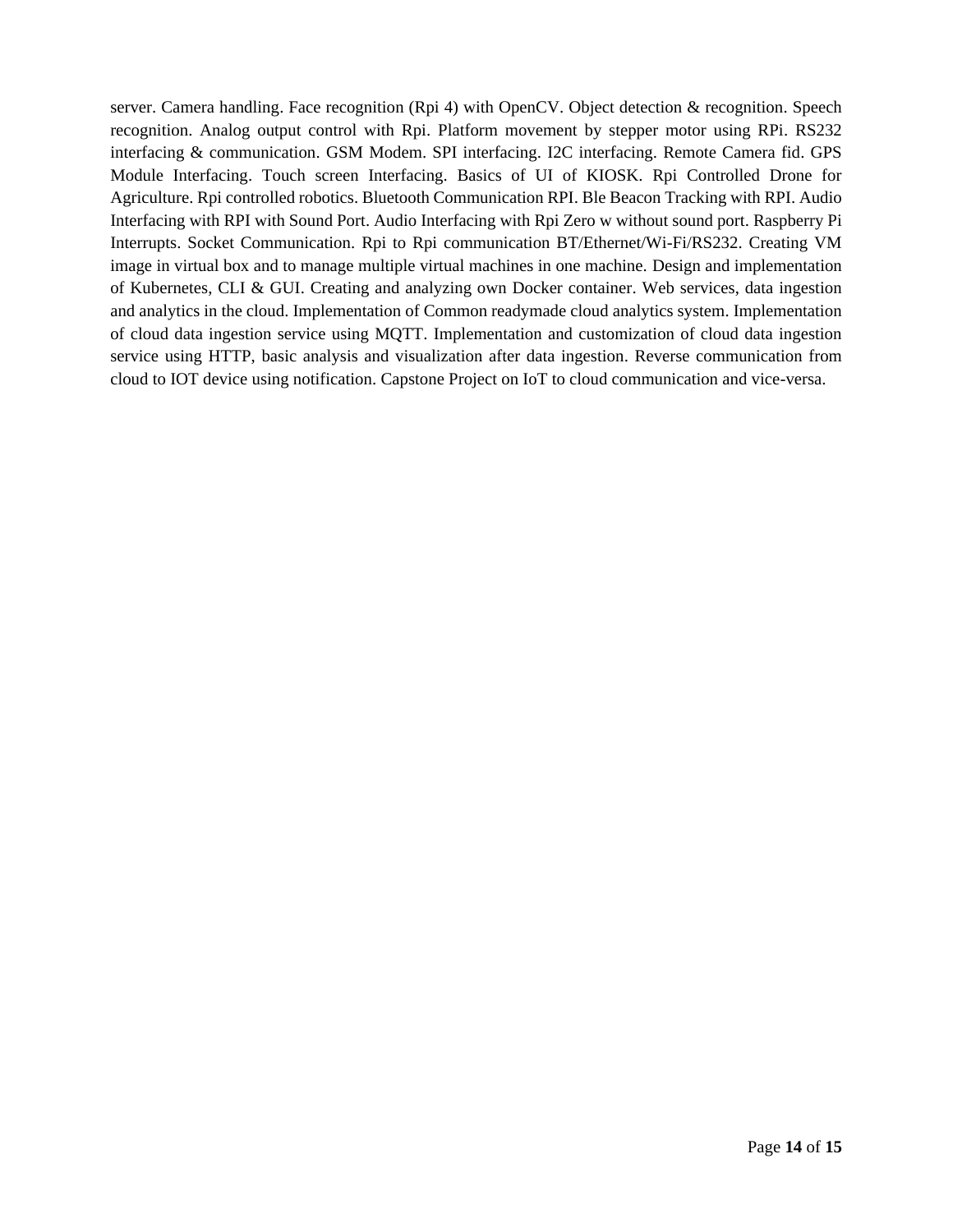server. Camera handling. Face recognition (Rpi 4) with OpenCV. Object detection & recognition. Speech recognition. Analog output control with Rpi. Platform movement by stepper motor using RPi. RS232 interfacing & communication. GSM Modem. SPI interfacing. I2C interfacing. Remote Camera fid. GPS Module Interfacing. Touch screen Interfacing. Basics of UI of KIOSK. Rpi Controlled Drone for Agriculture. Rpi controlled robotics. Bluetooth Communication RPI. Ble Beacon Tracking with RPI. Audio Interfacing with RPI with Sound Port. Audio Interfacing with Rpi Zero w without sound port. Raspberry Pi Interrupts. Socket Communication. Rpi to Rpi communication BT/Ethernet/Wi-Fi/RS232. Creating VM image in virtual box and to manage multiple virtual machines in one machine. Design and implementation of Kubernetes, CLI & GUI. Creating and analyzing own Docker container. Web services, data ingestion and analytics in the cloud. Implementation of Common readymade cloud analytics system. Implementation of cloud data ingestion service using MQTT. Implementation and customization of cloud data ingestion service using HTTP, basic analysis and visualization after data ingestion. Reverse communication from cloud to IOT device using notification. Capstone Project on IoT to cloud communication and vice-versa.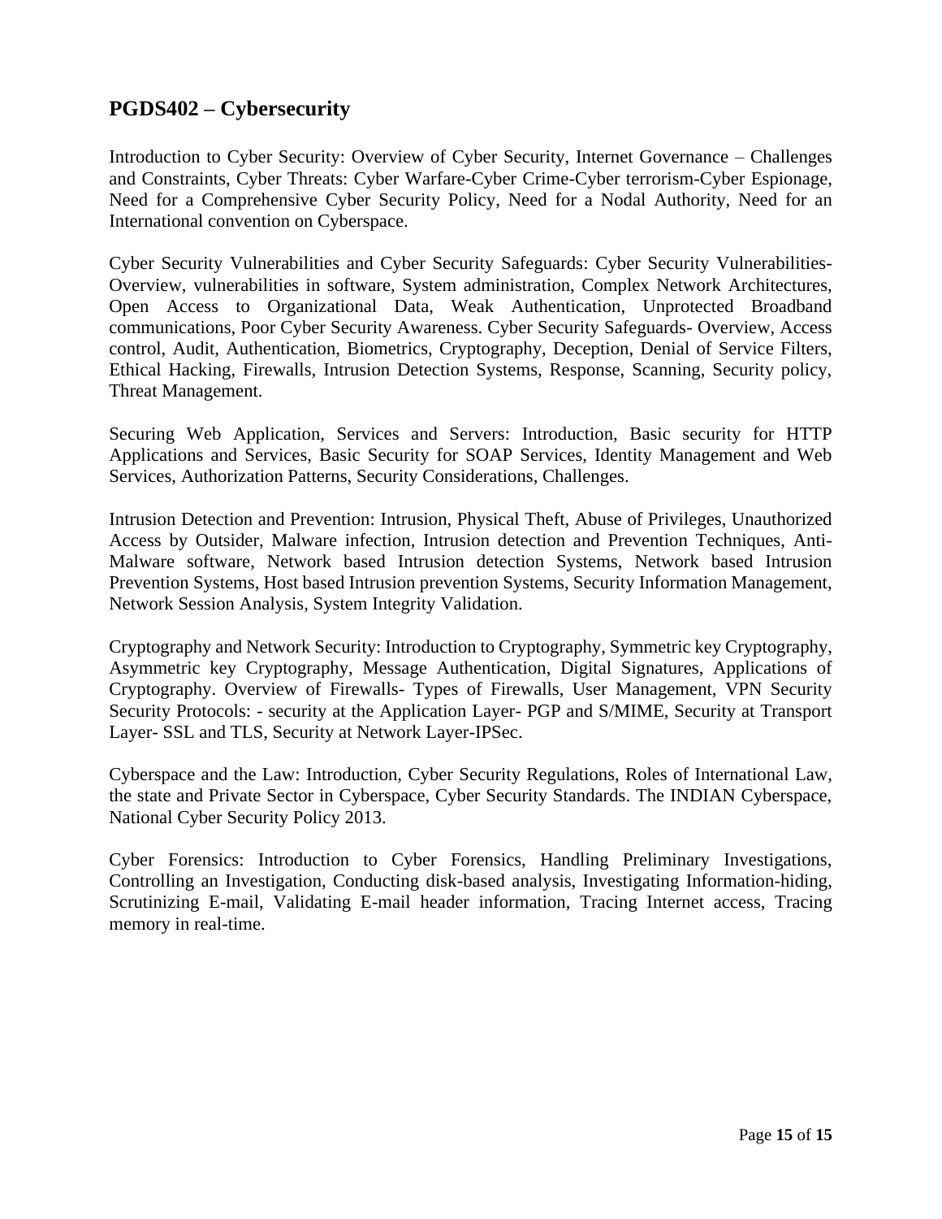## PGDS402 – Cybersecurity

Introduction to Cyber Security: Overview of Cyber Security, Internet Governance – Challenges and Constraints, Cyber Threats: Cyber Warfare-Cyber Crime-Cyber terrorism-Cyber Espionage, Need for a Comprehensive Cyber Security Policy, Need for a Nodal Authority, Need for an International convention on Cyberspace.

Cyber Security Vulnerabilities and Cyber Security Safeguards: Cyber Security Vulnerabilities-Overview, vulnerabilities in software, System administration, Complex Network Architectures, Open Access to Organizational Data, Weak Authentication, Unprotected Broadband communications, Poor Cyber Security Awareness. Cyber Security Safeguards- Overview, Access control, Audit, Authentication, Biometrics, Cryptography, Deception, Denial of Service Filters, Ethical Hacking, Firewalls, Intrusion Detection Systems, Response, Scanning, Security policy, Threat Management.

Securing Web Application, Services and Servers: Introduction, Basic security for HTTP Applications and Services, Basic Security for SOAP Services, Identity Management and Web Services, Authorization Patterns, Security Considerations, Challenges.

Intrusion Detection and Prevention: Intrusion, Physical Theft, Abuse of Privileges, Unauthorized Access by Outsider, Malware infection, Intrusion detection and Prevention Techniques, Anti-Malware software, Network based Intrusion detection Systems, Network based Intrusion Prevention Systems, Host based Intrusion prevention Systems, Security Information Management, Network Session Analysis, System Integrity Validation.

Cryptography and Network Security: Introduction to Cryptography, Symmetric key Cryptography, Asymmetric key Cryptography, Message Authentication, Digital Signatures, Applications of Cryptography. Overview of Firewalls- Types of Firewalls, User Management, VPN Security Security Protocols: - security at the Application Layer- PGP and S/MIME, Security at Transport Layer- SSL and TLS, Security at Network Layer-IPSec.

Cyberspace and the Law: Introduction, Cyber Security Regulations, Roles of International Law, the state and Private Sector in Cyberspace, Cyber Security Standards. The INDIAN Cyberspace, National Cyber Security Policy 2013.

Cyber Forensics: Introduction to Cyber Forensics, Handling Preliminary Investigations, Controlling an Investigation, Conducting disk-based analysis, Investigating Information-hiding, Scrutinizing E-mail, Validating E-mail header information, Tracing Internet access, Tracing memory in real-time.